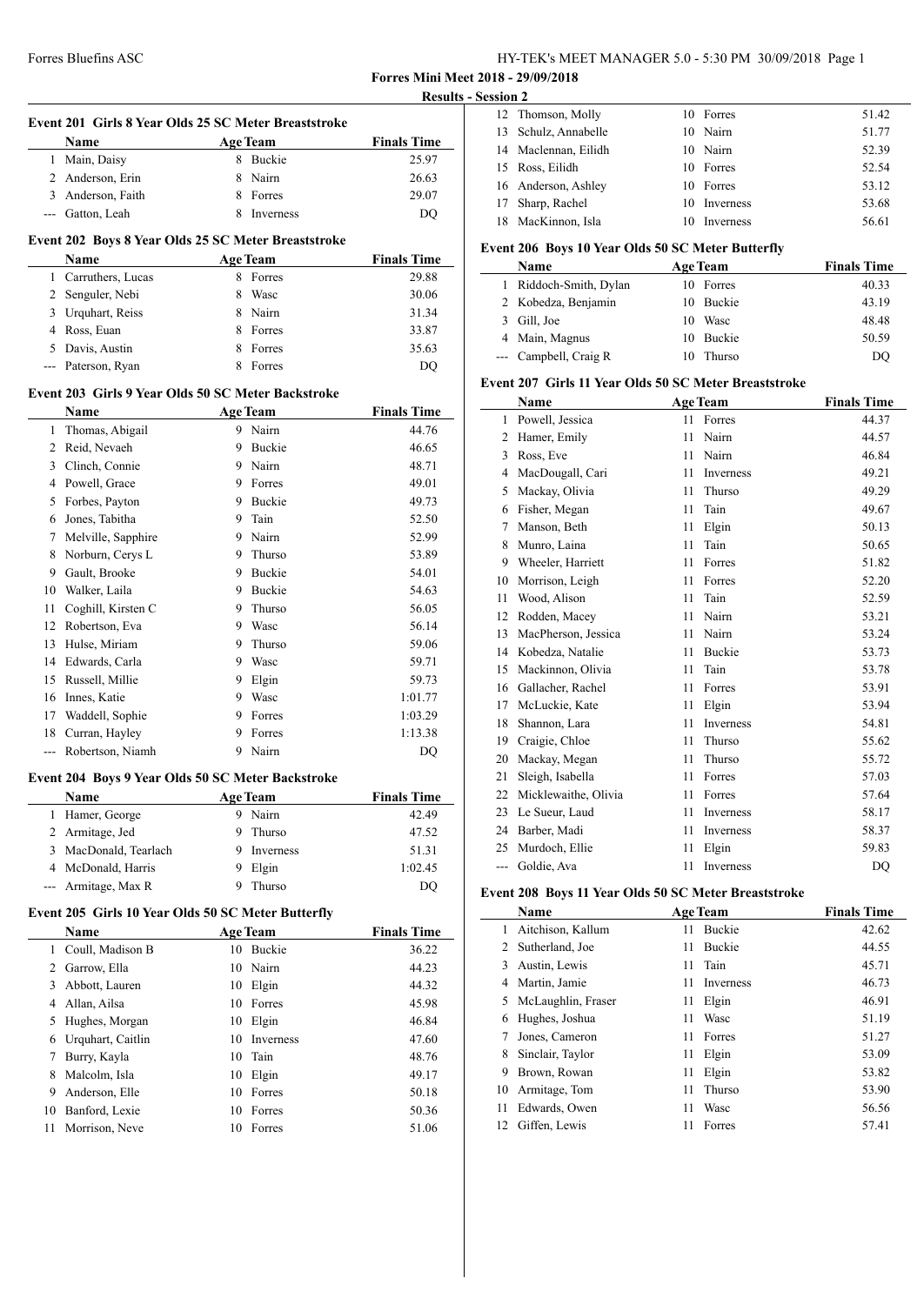**Forres Mini Meet 2018 - 29/09/2018**

**Results - Session 2**

### Event 201 Girls 8 Year Olds 25 SC Meter Breaststroke

| | Name | Age | Team | Finals Time |
|---|---|---|---|---|
| 1 | Main, Daisy | 8 | Buckie | 25.97 |
| 2 | Anderson, Erin | 8 | Nairn | 26.63 |
| 3 | Anderson, Faith | 8 | Forres | 29.07 |
| --- | Gatton, Leah | 8 | Inverness | DQ |

### Event 202 Boys 8 Year Olds 25 SC Meter Breaststroke

| | Name | Age | Team | Finals Time |
|---|---|---|---|---|
| 1 | Carruthers, Lucas | 8 | Forres | 29.88 |
| 2 | Senguler, Nebi | 8 | Wasc | 30.06 |
| 3 | Urquhart, Reiss | 8 | Nairn | 31.34 |
| 4 | Ross, Euan | 8 | Forres | 33.87 |
| 5 | Davis, Austin | 8 | Forres | 35.63 |
| --- | Paterson, Ryan | 8 | Forres | DQ |

### Event 203 Girls 9 Year Olds 50 SC Meter Backstroke

| | Name | Age | Team | Finals Time |
|---|---|---|---|---|
| 1 | Thomas, Abigail | 9 | Nairn | 44.76 |
| 2 | Reid, Nevaeh | 9 | Buckie | 46.65 |
| 3 | Clinch, Connie | 9 | Nairn | 48.71 |
| 4 | Powell, Grace | 9 | Forres | 49.01 |
| 5 | Forbes, Payton | 9 | Buckie | 49.73 |
| 6 | Jones, Tabitha | 9 | Tain | 52.50 |
| 7 | Melville, Sapphire | 9 | Nairn | 52.99 |
| 8 | Norburn, Cerys L | 9 | Thurso | 53.89 |
| 9 | Gault, Brooke | 9 | Buckie | 54.01 |
| 10 | Walker, Laila | 9 | Buckie | 54.63 |
| 11 | Coghill, Kirsten C | 9 | Thurso | 56.05 |
| 12 | Robertson, Eva | 9 | Wasc | 56.14 |
| 13 | Hulse, Miriam | 9 | Thurso | 59.06 |
| 14 | Edwards, Carla | 9 | Wasc | 59.71 |
| 15 | Russell, Millie | 9 | Elgin | 59.73 |
| 16 | Innes, Katie | 9 | Wasc | 1:01.77 |
| 17 | Waddell, Sophie | 9 | Forres | 1:03.29 |
| 18 | Curran, Hayley | 9 | Forres | 1:13.38 |
| --- | Robertson, Niamh | 9 | Nairn | DQ |

### Event 204 Boys 9 Year Olds 50 SC Meter Backstroke

| | Name | Age | Team | Finals Time |
|---|---|---|---|---|
| 1 | Hamer, George | 9 | Nairn | 42.49 |
| 2 | Armitage, Jed | 9 | Thurso | 47.52 |
| 3 | MacDonald, Tearlach | 9 | Inverness | 51.31 |
| 4 | McDonald, Harris | 9 | Elgin | 1:02.45 |
| --- | Armitage, Max R | 9 | Thurso | DQ |

### Event 205 Girls 10 Year Olds 50 SC Meter Butterfly

| | Name | Age | Team | Finals Time |
|---|---|---|---|---|
| 1 | Coull, Madison B | 10 | Buckie | 36.22 |
| 2 | Garrow, Ella | 10 | Nairn | 44.23 |
| 3 | Abbott, Lauren | 10 | Elgin | 44.32 |
| 4 | Allan, Ailsa | 10 | Forres | 45.98 |
| 5 | Hughes, Morgan | 10 | Elgin | 46.84 |
| 6 | Urquhart, Caitlin | 10 | Inverness | 47.60 |
| 7 | Burry, Kayla | 10 | Tain | 48.76 |
| 8 | Malcolm, Isla | 10 | Elgin | 49.17 |
| 9 | Anderson, Elle | 10 | Forres | 50.18 |
| 10 | Banford, Lexie | 10 | Forres | 50.36 |
| 11 | Morrison, Neve | 10 | Forres | 51.06 |
| 12 | Thomson, Molly | 10 | Forres | 51.42 |
| 13 | Schulz, Annabelle | 10 | Nairn | 51.77 |
| 14 | Maclennan, Eilidh | 10 | Nairn | 52.39 |
| 15 | Ross, Eilidh | 10 | Forres | 52.54 |
| 16 | Anderson, Ashley | 10 | Forres | 53.12 |
| 17 | Sharp, Rachel | 10 | Inverness | 53.68 |
| 18 | MacKinnon, Isla | 10 | Inverness | 56.61 |

### Event 206 Boys 10 Year Olds 50 SC Meter Butterfly

| | Name | Age | Team | Finals Time |
|---|---|---|---|---|
| 1 | Riddoch-Smith, Dylan | 10 | Forres | 40.33 |
| 2 | Kobedza, Benjamin | 10 | Buckie | 43.19 |
| 3 | Gill, Joe | 10 | Wasc | 48.48 |
| 4 | Main, Magnus | 10 | Buckie | 50.59 |
| --- | Campbell, Craig R | 10 | Thurso | DQ |

### Event 207 Girls 11 Year Olds 50 SC Meter Breaststroke

| | Name | Age | Team | Finals Time |
|---|---|---|---|---|
| 1 | Powell, Jessica | 11 | Forres | 44.37 |
| 2 | Hamer, Emily | 11 | Nairn | 44.57 |
| 3 | Ross, Eve | 11 | Nairn | 46.84 |
| 4 | MacDougall, Cari | 11 | Inverness | 49.21 |
| 5 | Mackay, Olivia | 11 | Thurso | 49.29 |
| 6 | Fisher, Megan | 11 | Tain | 49.67 |
| 7 | Manson, Beth | 11 | Elgin | 50.13 |
| 8 | Munro, Laina | 11 | Tain | 50.65 |
| 9 | Wheeler, Harriett | 11 | Forres | 51.82 |
| 10 | Morrison, Leigh | 11 | Forres | 52.20 |
| 11 | Wood, Alison | 11 | Tain | 52.59 |
| 12 | Rodden, Macey | 11 | Nairn | 53.21 |
| 13 | MacPherson, Jessica | 11 | Nairn | 53.24 |
| 14 | Kobedza, Natalie | 11 | Buckie | 53.73 |
| 15 | Mackinnon, Olivia | 11 | Tain | 53.78 |
| 16 | Gallacher, Rachel | 11 | Forres | 53.91 |
| 17 | McLuckie, Kate | 11 | Elgin | 53.94 |
| 18 | Shannon, Lara | 11 | Inverness | 54.81 |
| 19 | Craigie, Chloe | 11 | Thurso | 55.62 |
| 20 | Mackay, Megan | 11 | Thurso | 55.72 |
| 21 | Sleigh, Isabella | 11 | Forres | 57.03 |
| 22 | Micklewaithe, Olivia | 11 | Forres | 57.64 |
| 23 | Le Sueur, Laud | 11 | Inverness | 58.17 |
| 24 | Barber, Madi | 11 | Inverness | 58.37 |
| 25 | Murdoch, Ellie | 11 | Elgin | 59.83 |
| --- | Goldie, Ava | 11 | Inverness | DQ |

### Event 208 Boys 11 Year Olds 50 SC Meter Breaststroke

| | Name | Age | Team | Finals Time |
|---|---|---|---|---|
| 1 | Aitchison, Kallum | 11 | Buckie | 42.62 |
| 2 | Sutherland, Joe | 11 | Buckie | 44.55 |
| 3 | Austin, Lewis | 11 | Tain | 45.71 |
| 4 | Martin, Jamie | 11 | Inverness | 46.73 |
| 5 | McLaughlin, Fraser | 11 | Elgin | 46.91 |
| 6 | Hughes, Joshua | 11 | Wasc | 51.19 |
| 7 | Jones, Cameron | 11 | Forres | 51.27 |
| 8 | Sinclair, Taylor | 11 | Elgin | 53.09 |
| 9 | Brown, Rowan | 11 | Elgin | 53.82 |
| 10 | Armitage, Tom | 11 | Thurso | 53.90 |
| 11 | Edwards, Owen | 11 | Wasc | 56.56 |
| 12 | Giffen, Lewis | 11 | Forres | 57.41 |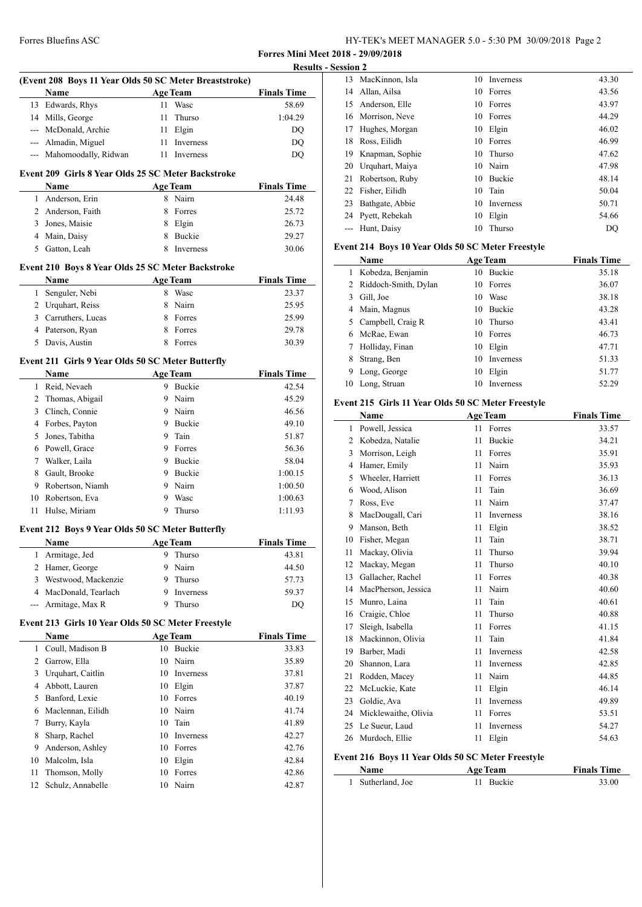**Forres Mini Meet 2018 - 29/09/2018**

**Results - Session 2**

### (Event 208 Boys 11 Year Olds 50 SC Meter Breaststroke)

| | Name | Age | Team | Finals Time |
|---|---|---|---|---|
| 13 | Edwards, Rhys | 11 | Wasc | 58.69 |
| 14 | Mills, George | 11 | Thurso | 1:04.29 |
| --- | McDonald, Archie | 11 | Elgin | DQ |
| --- | Almadin, Miguel | 11 | Inverness | DQ |
| --- | Mahomoodally, Ridwan | 11 | Inverness | DQ |

### Event 209 Girls 8 Year Olds 25 SC Meter Backstroke

| | Name | Age | Team | Finals Time |
|---|---|---|---|---|
| 1 | Anderson, Erin | 8 | Nairn | 24.48 |
| 2 | Anderson, Faith | 8 | Forres | 25.72 |
| 3 | Jones, Maisie | 8 | Elgin | 26.73 |
| 4 | Main, Daisy | 8 | Buckie | 29.27 |
| 5 | Gatton, Leah | 8 | Inverness | 30.06 |

### Event 210 Boys 8 Year Olds 25 SC Meter Backstroke

| | Name | Age | Team | Finals Time |
|---|---|---|---|---|
| 1 | Senguler, Nebi | 8 | Wasc | 23.37 |
| 2 | Urquhart, Reiss | 8 | Nairn | 25.95 |
| 3 | Carruthers, Lucas | 8 | Forres | 25.99 |
| 4 | Paterson, Ryan | 8 | Forres | 29.78 |
| 5 | Davis, Austin | 8 | Forres | 30.39 |

### Event 211 Girls 9 Year Olds 50 SC Meter Butterfly

| | Name | Age | Team | Finals Time |
|---|---|---|---|---|
| 1 | Reid, Nevaeh | 9 | Buckie | 42.54 |
| 2 | Thomas, Abigail | 9 | Nairn | 45.29 |
| 3 | Clinch, Connie | 9 | Nairn | 46.56 |
| 4 | Forbes, Payton | 9 | Buckie | 49.10 |
| 5 | Jones, Tabitha | 9 | Tain | 51.87 |
| 6 | Powell, Grace | 9 | Forres | 56.36 |
| 7 | Walker, Laila | 9 | Buckie | 58.04 |
| 8 | Gault, Brooke | 9 | Buckie | 1:00.15 |
| 9 | Robertson, Niamh | 9 | Nairn | 1:00.50 |
| 10 | Robertson, Eva | 9 | Wasc | 1:00.63 |
| 11 | Hulse, Miriam | 9 | Thurso | 1:11.93 |

### Event 212 Boys 9 Year Olds 50 SC Meter Butterfly

| | Name | Age | Team | Finals Time |
|---|---|---|---|---|
| 1 | Armitage, Jed | 9 | Thurso | 43.81 |
| 2 | Hamer, George | 9 | Nairn | 44.50 |
| 3 | Westwood, Mackenzie | 9 | Thurso | 57.73 |
| 4 | MacDonald, Tearlach | 9 | Inverness | 59.37 |
| --- | Armitage, Max R | 9 | Thurso | DQ |

### Event 213 Girls 10 Year Olds 50 SC Meter Freestyle

| | Name | Age | Team | Finals Time |
|---|---|---|---|---|
| 1 | Coull, Madison B | 10 | Buckie | 33.83 |
| 2 | Garrow, Ella | 10 | Nairn | 35.89 |
| 3 | Urquhart, Caitlin | 10 | Inverness | 37.81 |
| 4 | Abbott, Lauren | 10 | Elgin | 37.87 |
| 5 | Banford, Lexie | 10 | Forres | 40.19 |
| 6 | Maclennan, Eilidh | 10 | Nairn | 41.74 |
| 7 | Burry, Kayla | 10 | Tain | 41.89 |
| 8 | Sharp, Rachel | 10 | Inverness | 42.27 |
| 9 | Anderson, Ashley | 10 | Forres | 42.76 |
| 10 | Malcolm, Isla | 10 | Elgin | 42.84 |
| 11 | Thomson, Molly | 10 | Forres | 42.86 |
| 12 | Schulz, Annabelle | 10 | Nairn | 42.87 |
| 13 | MacKinnon, Isla | 10 | Inverness | 43.30 |
| 14 | Allan, Ailsa | 10 | Forres | 43.56 |
| 15 | Anderson, Elle | 10 | Forres | 43.97 |
| 16 | Morrison, Neve | 10 | Forres | 44.29 |
| 17 | Hughes, Morgan | 10 | Elgin | 46.02 |
| 18 | Ross, Eilidh | 10 | Forres | 46.99 |
| 19 | Knapman, Sophie | 10 | Thurso | 47.62 |
| 20 | Urquhart, Maiya | 10 | Nairn | 47.98 |
| 21 | Robertson, Ruby | 10 | Buckie | 48.14 |
| 22 | Fisher, Eilidh | 10 | Tain | 50.04 |
| 23 | Bathgate, Abbie | 10 | Inverness | 50.71 |
| 24 | Pyett, Rebekah | 10 | Elgin | 54.66 |
| --- | Hunt, Daisy | 10 | Thurso | DQ |

### Event 214 Boys 10 Year Olds 50 SC Meter Freestyle

| | Name | Age | Team | Finals Time |
|---|---|---|---|---|
| 1 | Kobedza, Benjamin | 10 | Buckie | 35.18 |
| 2 | Riddoch-Smith, Dylan | 10 | Forres | 36.07 |
| 3 | Gill, Joe | 10 | Wasc | 38.18 |
| 4 | Main, Magnus | 10 | Buckie | 43.28 |
| 5 | Campbell, Craig R | 10 | Thurso | 43.41 |
| 6 | McRae, Ewan | 10 | Forres | 46.73 |
| 7 | Holliday, Finan | 10 | Elgin | 47.71 |
| 8 | Strang, Ben | 10 | Inverness | 51.33 |
| 9 | Long, George | 10 | Elgin | 51.77 |
| 10 | Long, Struan | 10 | Inverness | 52.29 |

### Event 215 Girls 11 Year Olds 50 SC Meter Freestyle

| | Name | Age | Team | Finals Time |
|---|---|---|---|---|
| 1 | Powell, Jessica | 11 | Forres | 33.57 |
| 2 | Kobedza, Natalie | 11 | Buckie | 34.21 |
| 3 | Morrison, Leigh | 11 | Forres | 35.91 |
| 4 | Hamer, Emily | 11 | Nairn | 35.93 |
| 5 | Wheeler, Harriett | 11 | Forres | 36.13 |
| 6 | Wood, Alison | 11 | Tain | 36.69 |
| 7 | Ross, Eve | 11 | Nairn | 37.47 |
| 8 | MacDougall, Cari | 11 | Inverness | 38.16 |
| 9 | Manson, Beth | 11 | Elgin | 38.52 |
| 10 | Fisher, Megan | 11 | Tain | 38.71 |
| 11 | Mackay, Olivia | 11 | Thurso | 39.94 |
| 12 | Mackay, Megan | 11 | Thurso | 40.10 |
| 13 | Gallacher, Rachel | 11 | Forres | 40.38 |
| 14 | MacPherson, Jessica | 11 | Nairn | 40.60 |
| 15 | Munro, Laina | 11 | Tain | 40.61 |
| 16 | Craigie, Chloe | 11 | Thurso | 40.88 |
| 17 | Sleigh, Isabella | 11 | Forres | 41.15 |
| 18 | Mackinnon, Olivia | 11 | Tain | 41.84 |
| 19 | Barber, Madi | 11 | Inverness | 42.58 |
| 20 | Shannon, Lara | 11 | Inverness | 42.85 |
| 21 | Rodden, Macey | 11 | Nairn | 44.85 |
| 22 | McLuckie, Kate | 11 | Elgin | 46.14 |
| 23 | Goldie, Ava | 11 | Inverness | 49.89 |
| 24 | Micklewaithe, Olivia | 11 | Forres | 53.51 |
| 25 | Le Sueur, Laud | 11 | Inverness | 54.27 |
| 26 | Murdoch, Ellie | 11 | Elgin | 54.63 |

### Event 216 Boys 11 Year Olds 50 SC Meter Freestyle

| | Name | Age | Team | Finals Time |
|---|---|---|---|---|
| 1 | Sutherland, Joe | 11 | Buckie | 33.00 |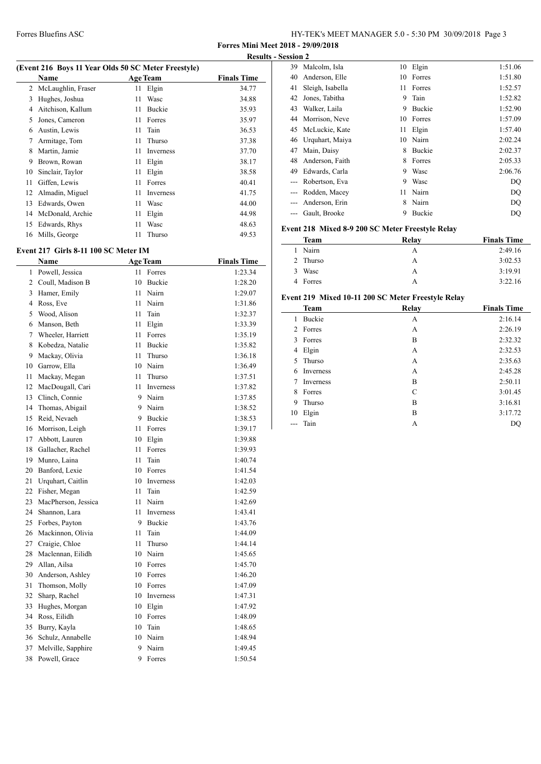**Forres Mini Meet 2018 - 29/09/2018**

**Results - Session 2**

### (Event 216 Boys 11 Year Olds 50 SC Meter Freestyle)

| | Name | Age | Team | Finals Time |
|---|---|---|---|---|
| 2 | McLaughlin, Fraser | 11 | Elgin | 34.77 |
| 3 | Hughes, Joshua | 11 | Wasc | 34.88 |
| 4 | Aitchison, Kallum | 11 | Buckie | 35.93 |
| 5 | Jones, Cameron | 11 | Forres | 35.97 |
| 6 | Austin, Lewis | 11 | Tain | 36.53 |
| 7 | Armitage, Tom | 11 | Thurso | 37.38 |
| 8 | Martin, Jamie | 11 | Inverness | 37.70 |
| 9 | Brown, Rowan | 11 | Elgin | 38.17 |
| 10 | Sinclair, Taylor | 11 | Elgin | 38.58 |
| 11 | Giffen, Lewis | 11 | Forres | 40.41 |
| 12 | Almadin, Miguel | 11 | Inverness | 41.75 |
| 13 | Edwards, Owen | 11 | Wasc | 44.00 |
| 14 | McDonald, Archie | 11 | Elgin | 44.98 |
| 15 | Edwards, Rhys | 11 | Wasc | 48.63 |
| 16 | Mills, George | 11 | Thurso | 49.53 |

### Event 217 Girls 8-11 100 SC Meter IM

| | Name | Age | Team | Finals Time |
|---|---|---|---|---|
| 1 | Powell, Jessica | 11 | Forres | 1:23.34 |
| 2 | Coull, Madison B | 10 | Buckie | 1:28.20 |
| 3 | Hamer, Emily | 11 | Nairn | 1:29.07 |
| 4 | Ross, Eve | 11 | Nairn | 1:31.86 |
| 5 | Wood, Alison | 11 | Tain | 1:32.37 |
| 6 | Manson, Beth | 11 | Elgin | 1:33.39 |
| 7 | Wheeler, Harriett | 11 | Forres | 1:35.19 |
| 8 | Kobedza, Natalie | 11 | Buckie | 1:35.82 |
| 9 | Mackay, Olivia | 11 | Thurso | 1:36.18 |
| 10 | Garrow, Ella | 10 | Nairn | 1:36.49 |
| 11 | Mackay, Megan | 11 | Thurso | 1:37.51 |
| 12 | MacDougall, Cari | 11 | Inverness | 1:37.82 |
| 13 | Clinch, Connie | 9 | Nairn | 1:37.85 |
| 14 | Thomas, Abigail | 9 | Nairn | 1:38.52 |
| 15 | Reid, Nevaeh | 9 | Buckie | 1:38.53 |
| 16 | Morrison, Leigh | 11 | Forres | 1:39.17 |
| 17 | Abbott, Lauren | 10 | Elgin | 1:39.88 |
| 18 | Gallacher, Rachel | 11 | Forres | 1:39.93 |
| 19 | Munro, Laina | 11 | Tain | 1:40.74 |
| 20 | Banford, Lexie | 10 | Forres | 1:41.54 |
| 21 | Urquhart, Caitlin | 10 | Inverness | 1:42.03 |
| 22 | Fisher, Megan | 11 | Tain | 1:42.59 |
| 23 | MacPherson, Jessica | 11 | Nairn | 1:42.69 |
| 24 | Shannon, Lara | 11 | Inverness | 1:43.41 |
| 25 | Forbes, Payton | 9 | Buckie | 1:43.76 |
| 26 | Mackinnon, Olivia | 11 | Tain | 1:44.09 |
| 27 | Craigie, Chloe | 11 | Thurso | 1:44.14 |
| 28 | Maclennan, Eilidh | 10 | Nairn | 1:45.65 |
| 29 | Allan, Ailsa | 10 | Forres | 1:45.70 |
| 30 | Anderson, Ashley | 10 | Forres | 1:46.20 |
| 31 | Thomson, Molly | 10 | Forres | 1:47.09 |
| 32 | Sharp, Rachel | 10 | Inverness | 1:47.31 |
| 33 | Hughes, Morgan | 10 | Elgin | 1:47.92 |
| 34 | Ross, Eilidh | 10 | Forres | 1:48.09 |
| 35 | Burry, Kayla | 10 | Tain | 1:48.65 |
| 36 | Schulz, Annabelle | 10 | Nairn | 1:48.94 |
| 37 | Melville, Sapphire | 9 | Nairn | 1:49.45 |
| 38 | Powell, Grace | 9 | Forres | 1:50.54 |
| 39 | Malcolm, Isla | 10 | Elgin | 1:51.06 |
| 40 | Anderson, Elle | 10 | Forres | 1:51.80 |
| 41 | Sleigh, Isabella | 11 | Forres | 1:52.57 |
| 42 | Jones, Tabitha | 9 | Tain | 1:52.82 |
| 43 | Walker, Laila | 9 | Buckie | 1:52.90 |
| 44 | Morrison, Neve | 10 | Forres | 1:57.09 |
| 45 | McLuckie, Kate | 11 | Elgin | 1:57.40 |
| 46 | Urquhart, Maiya | 10 | Nairn | 2:02.24 |
| 47 | Main, Daisy | 8 | Buckie | 2:02.37 |
| 48 | Anderson, Faith | 8 | Forres | 2:05.33 |
| 49 | Edwards, Carla | 9 | Wasc | 2:06.76 |
| --- | Robertson, Eva | 9 | Wasc | DQ |
| --- | Rodden, Macey | 11 | Nairn | DQ |
| --- | Anderson, Erin | 8 | Nairn | DQ |
| --- | Gault, Brooke | 9 | Buckie | DQ |

### Event 218 Mixed 8-9 200 SC Meter Freestyle Relay

| | Team | Relay | Finals Time |
|---|---|---|---|
| 1 | Nairn | A | 2:49.16 |
| 2 | Thurso | A | 3:02.53 |
| 3 | Wasc | A | 3:19.91 |
| 4 | Forres | A | 3:22.16 |

### Event 219 Mixed 10-11 200 SC Meter Freestyle Relay

| | Team | Relay | Finals Time |
|---|---|---|---|
| 1 | Buckie | A | 2:16.14 |
| 2 | Forres | A | 2:26.19 |
| 3 | Forres | B | 2:32.32 |
| 4 | Elgin | A | 2:32.53 |
| 5 | Thurso | A | 2:35.63 |
| 6 | Inverness | A | 2:45.28 |
| 7 | Inverness | B | 2:50.11 |
| 8 | Forres | C | 3:01.45 |
| 9 | Thurso | B | 3:16.81 |
| 10 | Elgin | B | 3:17.72 |
| --- | Tain | A | DQ |